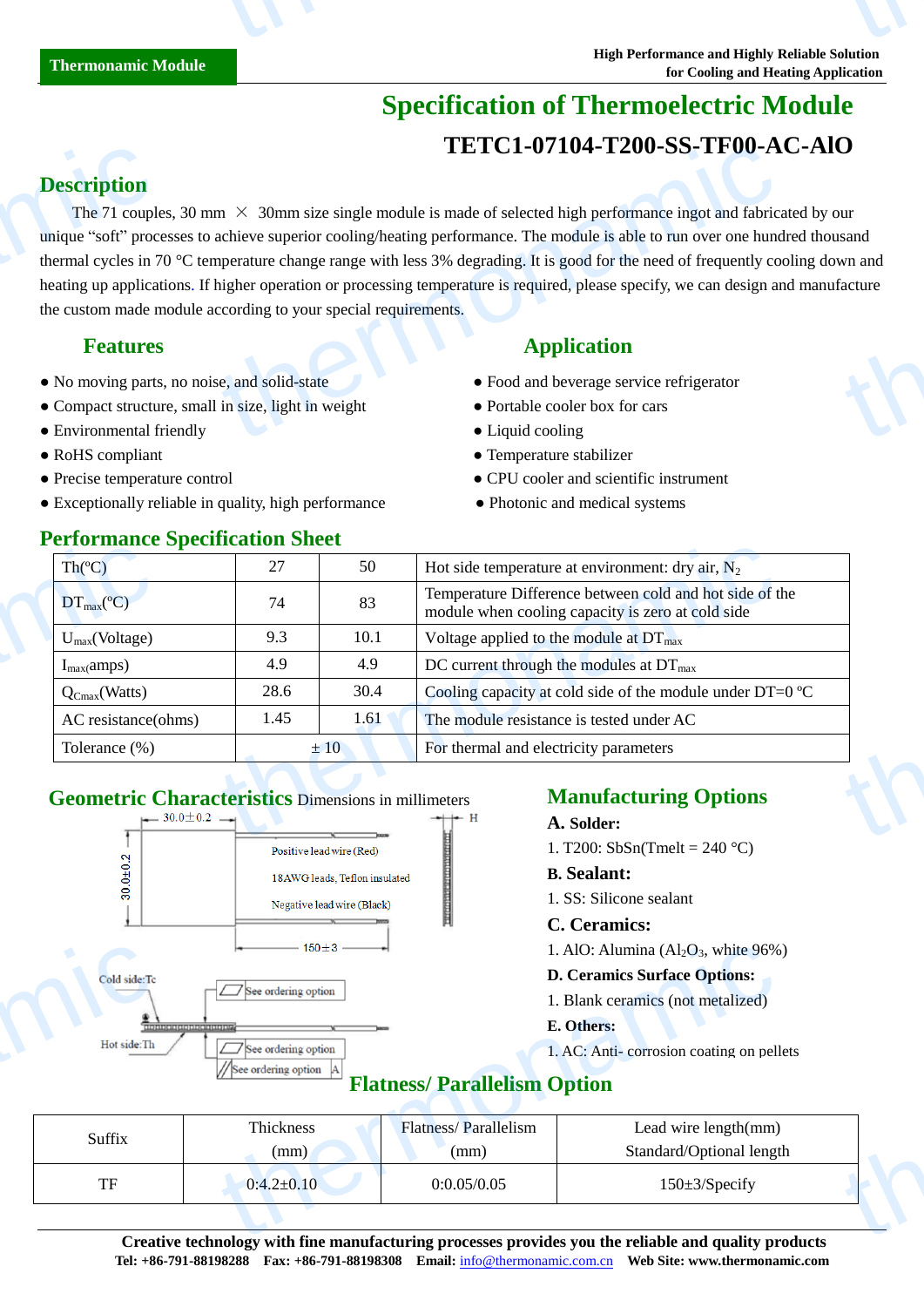Thermonamic Module

High Performance and Highly Reliable Solution for Cooling and Heating Application

# Specification of Thermoelectric Module

## TETC1-07104-T200-SS-TF00-AC-AlO

## Description

The 71 couples, 30 mm × 30mm size single module is made of selected high performance ingot and fabricated by our unique "soft" processes to achieve superior cooling/heating performance. The module is able to run over one hundred thousand thermal cycles in 70 °C temperature change range with less 3% degrading. It is good for the need of frequently cooling down and heating up applications. If higher operation or processing temperature is required, please specify, we can design and manufacture the custom made module according to your special requirements.

## Features

- No moving parts, no noise, and solid-state
- Compact structure, small in size, light in weight
- Environmental friendly
- RoHS compliant
- Precise temperature control
- Exceptionally reliable in quality, high performance

## Application

- Food and beverage service refrigerator
- Portable cooler box for cars
- Liquid cooling
- Temperature stabilizer
- CPU cooler and scientific instrument
- Photonic and medical systems

## Performance Specification Sheet

| Th(ºC) | 27 | 50 | Hot side temperature at environment: dry air, $N_2$ |
|---|---|---|---|
| $DT_{max}$(ºC) | 74 | 83 | Temperature Difference between cold and hot side of the module when cooling capacity is zero at cold side |
| $U_{max}$(Voltage) | 9.3 | 10.1 | Voltage applied to the module at $DT_{max}$ |
| $I_{max}$(amps) | 4.9 | 4.9 | DC current through the modules at $DT_{max}$ |
| $Q_{Cmax}$(Watts) | 28.6 | 30.4 | Cooling capacity at cold side of the module under DT=0 ºC |
| AC resistance(ohms) | 1.45 | 1.61 | The module resistance is tested under AC |
| Tolerance (%) | ± 10 | | For thermal and electricity parameters |

## Geometric Characteristics Dimensions in millimeters

30.0±0.2

30.0±0.2

H

Positive lead wire (Red)

18AWG leads, Teflon insulated

Negative lead wire (Black)

150±3

Cold side:Tc

Hot side:Th

See ordering option

See ordering option

See ordering option A

## Manufacturing Options

**A. Solder:**

1. T200: SbSn(Tmelt = 240 °C)

**B. Sealant:**

1. SS: Silicone sealant

**C. Ceramics:**

1. AlO: Alumina ($Al_2O_3$, white 96%)

**D. Ceramics Surface Options:**

1. Blank ceramics (not metalized)

**E. Others:**

1. AC: Anti- corrosion coating on pellets

## Flatness/ Parallelism Option

| Suffix | Thickness (mm) | Flatness/ Parallelism (mm) | Lead wire length(mm) Standard/Optional length |
|---|---|---|---|
| TF | 0:4.2±0.10 | 0:0.05/0.05 | 150±3/Specify |

**Creative technology with fine manufacturing processes provides you the reliable and quality products**

**Tel: +86-791-88198288 Fax: +86-791-88198308 Email:** info@thermonamic.com.cn **Web Site: www.thermonamic.com**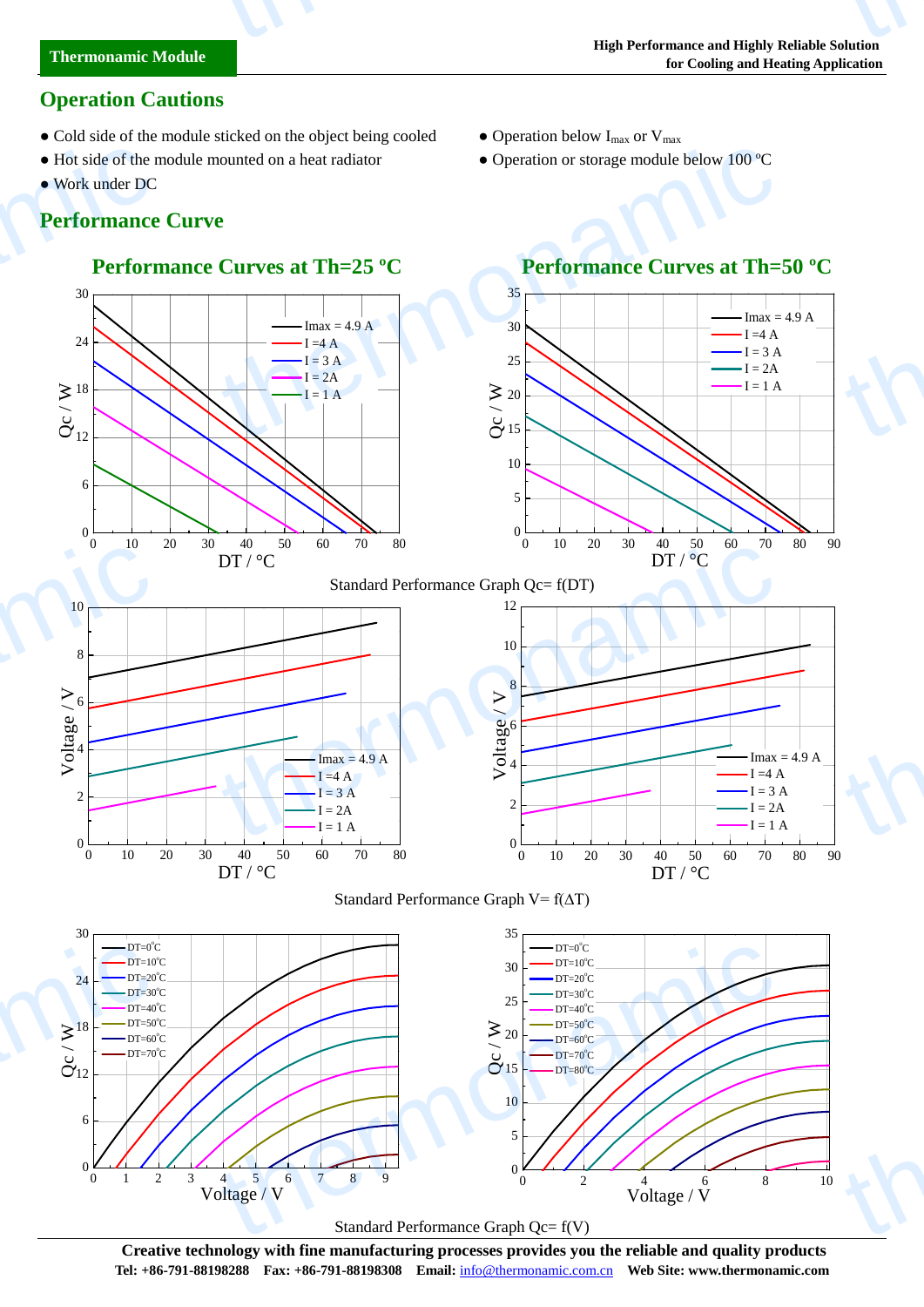## Operation Cautions

- Cold side of the module sticked on the object being cooled
- Hot side of the module mounted on a heat radiator
- Work under DC
- Operation below $I_{max}$ or $V_{max}$
- Operation or storage module below 100 ºC

## Performance Curve

### Performance Curves at Th=25 ºC

### Performance Curves at Th=50 ºC

Standard Performance Graph Qc= f(DT)

Standard Performance Graph V= f(ΔT)

Standard Performance Graph Qc= f(V)

**Creative technology with fine manufacturing processes provides you the reliable and quality products**

**Tel: +86-791-88198288 Fax: +86-791-88198308 Email:** info@thermonamic.com.cn **Web Site: www.thermonamic.com**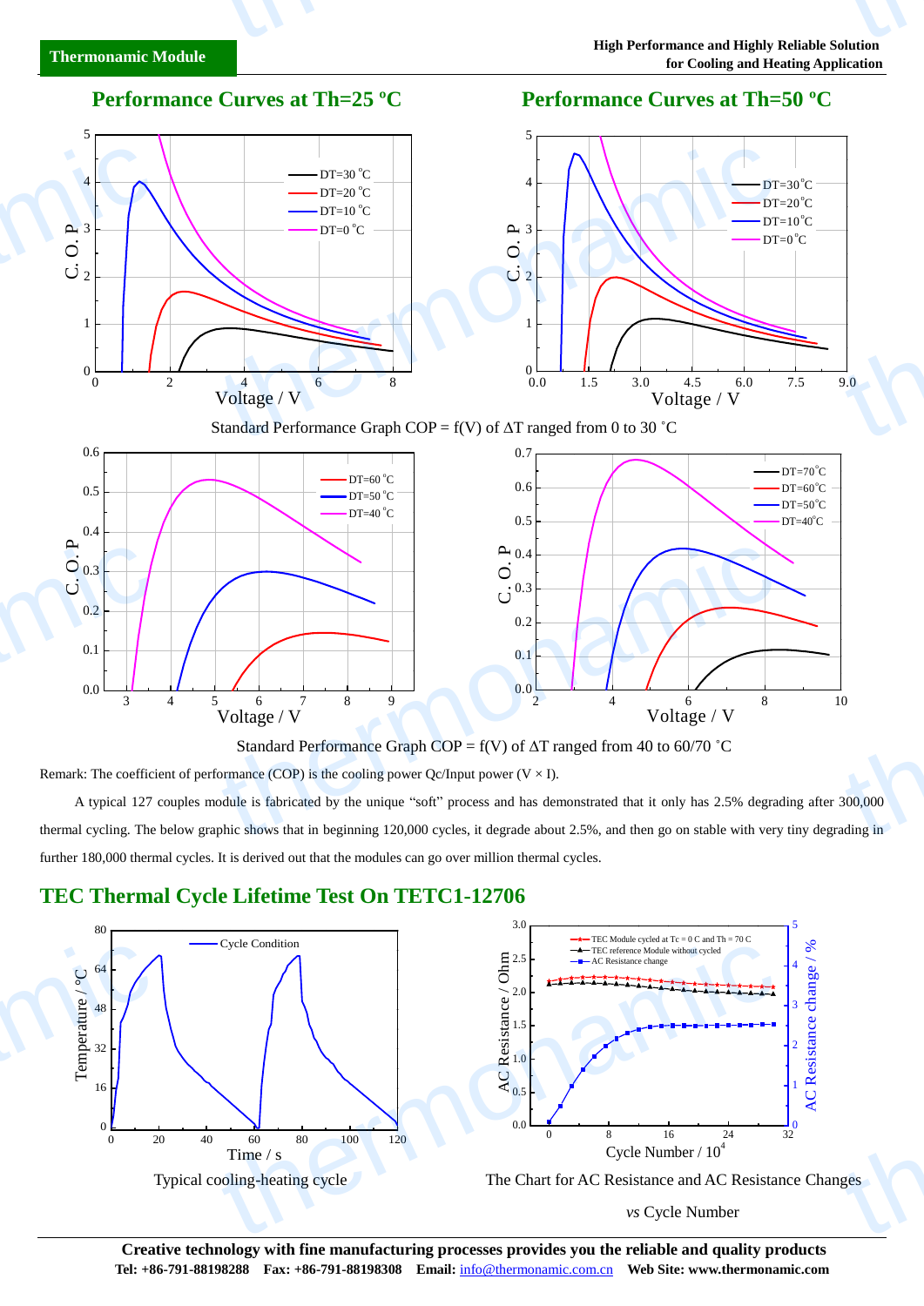## Performance Curves at Th=25 ºC

C. O. P

Voltage / V

DT=30 ˚C
DT=20 ˚C
DT=10 ˚C
DT=0 ˚C

## Performance Curves at Th=50 ºC

C. O. P

Voltage / V

DT=30˚C
DT=20˚C
DT=10˚C
DT=0˚C

Standard Performance Graph COP = f(V) of ΔT ranged from 0 to 30 ˚C

C. O. P

Voltage / V

DT=60 ˚C
DT=50 ˚C
DT=40 ˚C

C. O. P

Voltage / V

DT=70˚C
DT=60˚C
DT=50˚C
DT=40˚C

Standard Performance Graph COP = f(V) of ΔT ranged from 40 to 60/70 ˚C

Remark: The coefficient of performance (COP) is the cooling power Qc/Input power (V × I).

A typical 127 couples module is fabricated by the unique "soft" process and has demonstrated that it only has 2.5% degrading after 300,000 thermal cycling. The below graphic shows that in beginning 120,000 cycles, it degrade about 2.5%, and then go on stable with very tiny degrading in further 180,000 thermal cycles. It is derived out that the modules can go over million thermal cycles.

## TEC Thermal Cycle Lifetime Test On TETC1-12706

Cycle Condition

Temperature / °C

Time / s

Typical cooling-heating cycle

TEC Module cycled at Tc = 0 C and Th = 70 C
TEC reference Module without cycled
AC Resistance change

AC Resistance / Ohm

AC Resistance change / %

Cycle Number / $10^4$

The Chart for AC Resistance and AC Resistance Changes *vs* Cycle Number

**Creative technology with fine manufacturing processes provides you the reliable and quality products**

**Tel: +86-791-88198288 Fax: +86-791-88198308 Email:** info@thermonamic.com.cn **Web Site: www.thermonamic.com**